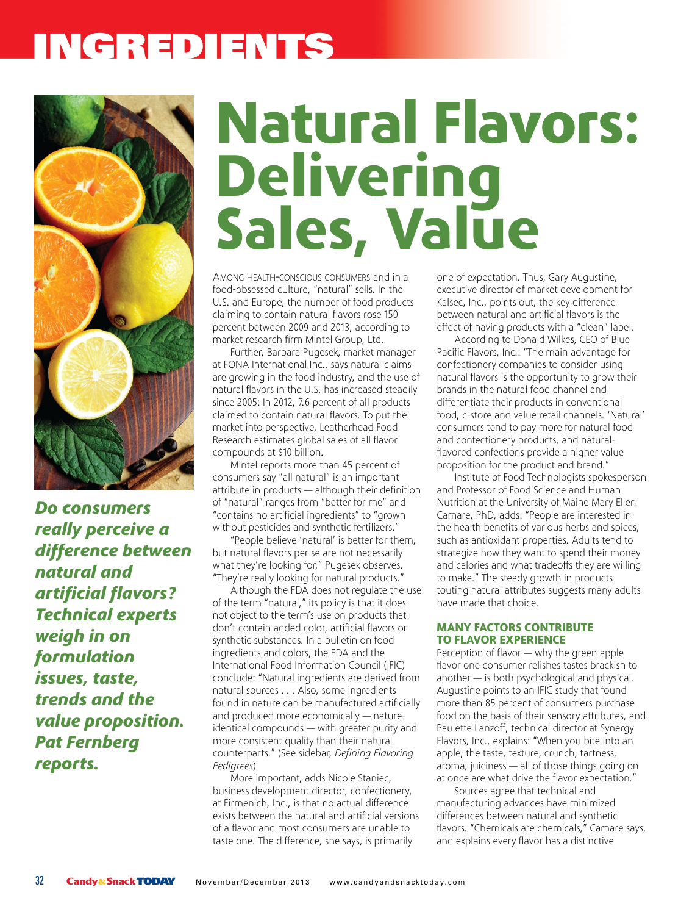# INGREDIENTS

# Natural Flavors: Delivering Sales, Value

***Do consumers really perceive a difference between natural and artificial flavors? Technical experts weigh in on formulation issues, taste, trends and the value proposition. Pat Fernberg reports.***

AMONG HEALTH-CONSCIOUS CONSUMERS and in a food-obsessed culture, "natural" sells. In the U.S. and Europe, the number of food products claiming to contain natural flavors rose 150 percent between 2009 and 2013, according to market research firm Mintel Group, Ltd.

Further, Barbara Pugesek, market manager at FONA International Inc., says natural claims are growing in the food industry, and the use of natural flavors in the U.S. has increased steadily since 2005: In 2012, 7.6 percent of all products claimed to contain natural flavors. To put the market into perspective, Leatherhead Food Research estimates global sales of all flavor compounds at $10 billion.

Mintel reports more than 45 percent of consumers say "all natural" is an important attribute in products — although their definition of "natural" ranges from "better for me" and "contains no artificial ingredients" to "grown without pesticides and synthetic fertilizers."

"People believe 'natural' is better for them, but natural flavors per se are not necessarily what they're looking for," Pugesek observes. "They're really looking for natural products."

Although the FDA does not regulate the use of the term "natural," its policy is that it does not object to the term's use on products that don't contain added color, artificial flavors or synthetic substances. In a bulletin on food ingredients and colors, the FDA and the International Food Information Council (IFIC) conclude: "Natural ingredients are derived from natural sources . . . Also, some ingredients found in nature can be manufactured artificially and produced more economically — nature-identical compounds — with greater purity and more consistent quality than their natural counterparts." (See sidebar, *Defining Flavoring Pedigrees*)

More important, adds Nicole Staniec, business development director, confectionery, at Firmenich, Inc., is that no actual difference exists between the natural and artificial versions of a flavor and most consumers are unable to taste one. The difference, she says, is primarily one of expectation. Thus, Gary Augustine, executive director of market development for Kalsec, Inc., points out, the key difference between natural and artificial flavors is the effect of having products with a "clean" label.

According to Donald Wilkes, CEO of Blue Pacific Flavors, Inc.: "The main advantage for confectionery companies to consider using natural flavors is the opportunity to grow their brands in the natural food channel and differentiate their products in conventional food, c-store and value retail channels. 'Natural' consumers tend to pay more for natural food and confectionery products, and natural-flavored confections provide a higher value proposition for the product and brand."

Institute of Food Technologists spokesperson and Professor of Food Science and Human Nutrition at the University of Maine Mary Ellen Camare, PhD, adds: "People are interested in the health benefits of various herbs and spices, such as antioxidant properties. Adults tend to strategize how they want to spend their money and calories and what tradeoffs they are willing to make." The steady growth in products touting natural attributes suggests many adults have made that choice.

## MANY FACTORS CONTRIBUTE TO FLAVOR EXPERIENCE

Perception of flavor — why the green apple flavor one consumer relishes tastes brackish to another — is both psychological and physical. Augustine points to an IFIC study that found more than 85 percent of consumers purchase food on the basis of their sensory attributes, and Paulette Lanzoff, technical director at Synergy Flavors, Inc., explains: "When you bite into an apple, the taste, texture, crunch, tartness, aroma, juiciness — all of those things going on at once are what drive the flavor expectation."

Sources agree that technical and manufacturing advances have minimized differences between natural and synthetic flavors. "Chemicals are chemicals," Camare says, and explains every flavor has a distinctive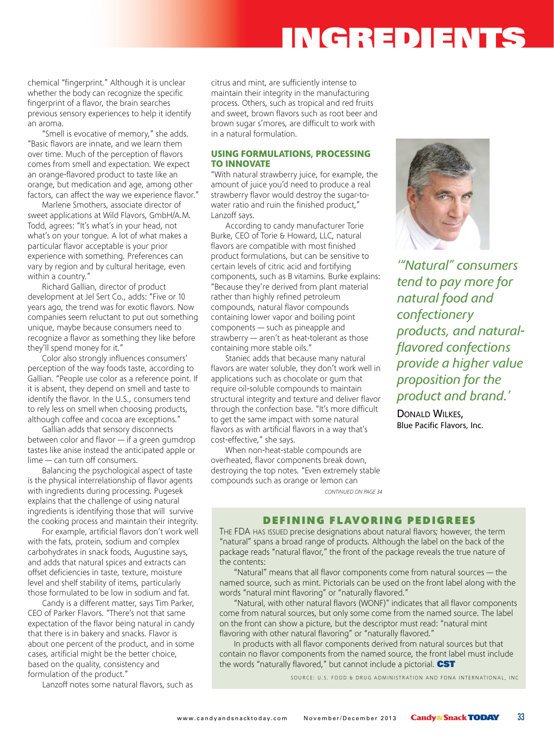chemical "fingerprint." Although it is unclear whether the body can recognize the specific fingerprint of a flavor, the brain searches previous sensory experiences to help it identify an aroma.

"Smell is evocative of memory," she adds. "Basic flavors are innate, and we learn them over time. Much of the perception of flavors comes from smell and expectation. We expect an orange-flavored product to taste like an orange, but medication and age, among other factors, can affect the way we experience flavor."

Marlene Smothers, associate director of sweet applications at Wild Flavors, GmbH/A.M. Todd, agrees: "It's what's in your head, not what's on your tongue. A lot of what makes a particular flavor acceptable is your prior experience with something. Preferences can vary by region and by cultural heritage, even within a country."

Richard Gallian, director of product development at Jel Sert Co., adds: "Five or 10 years ago, the trend was for exotic flavors. Now companies seem reluctant to put out something unique, maybe because consumers need to recognize a flavor as something they like before they'll spend money for it."

Color also strongly influences consumers' perception of the way foods taste, according to Gallian. "People use color as a reference point. If it is absent, they depend on smell and taste to identify the flavor. In the U.S., consumers tend to rely less on smell when choosing products, although coffee and cocoa are exceptions."

Gallian adds that sensory disconnects between color and flavor — if a green gumdrop tastes like anise instead the anticipated apple or lime — can turn off consumers.

Balancing the psychological aspect of taste is the physical interrelationship of flavor agents with ingredients during processing. Pugesek explains that the challenge of using natural ingredients is identifying those that will survive the cooking process and maintain their integrity.

For example, artificial flavors don't work well with the fats, protein, sodium and complex carbohydrates in snack foods, Augustine says, and adds that natural spices and extracts can offset deficiencies in taste, texture, moisture level and shelf stability of items, particularly those formulated to be low in sodium and fat.

Candy is a different matter, says Tim Parker, CEO of Parker Flavors. "There's not that same expectation of the flavor being natural in candy that there is in bakery and snacks. Flavor is about one percent of the product, and in some cases, artificial might be the better choice, based on the quality, consistency and formulation of the product."

Lanzoff notes some natural flavors, such as citrus and mint, are sufficiently intense to maintain their integrity in the manufacturing process. Others, such as tropical and red fruits and sweet, brown flavors such as root beer and brown sugar s'mores, are difficult to work with in a natural formulation.

## USING FORMULATIONS, PROCESSING TO INNOVATE

"With natural strawberry juice, for example, the amount of juice you'd need to produce a real strawberry flavor would destroy the sugar-to-water ratio and ruin the finished product," Lanzoff says.

According to candy manufacturer Torie Burke, CEO of Torie & Howard, LLC, natural flavors are compatible with most finished product formulations, but can be sensitive to certain levels of citric acid and fortifying components, such as B vitamins. Burke explains: "Because they're derived from plant material rather than highly refined petroleum compounds, natural flavor compounds containing lower vapor and boiling point components — such as pineapple and strawberry — aren't as heat-tolerant as those containing more stable oils."

Staniec adds that because many natural flavors are water soluble, they don't work well in applications such as chocolate or gum that require oil-soluble compounds to maintain structural integrity and texture and deliver flavor through the confection base. "It's more difficult to get the same impact with some natural flavors as with artificial flavors in a way that's cost-effective," she says.

When non-heat-stable compounds are overheated, flavor components break down, destroying the top notes. "Even extremely stable compounds such as orange or lemon can

*CONTINUED ON PAGE 34*

> *'"Natural" consumers tend to pay more for natural food and confectionery products, and natural-flavored confections provide a higher value proposition for the product and brand.'*
>
> DONALD WILKES, Blue Pacific Flavors, Inc.

## DEFINING FLAVORING PEDIGREES

THE FDA HAS ISSUED precise designations about natural flavors; however, the term "natural" spans a broad range of products. Although the label on the back of the package reads "natural flavor," the front of the package reveals the true nature of the contents:

"Natural" means that all flavor components come from natural sources — the named source, such as mint. Pictorials can be used on the front label along with the words "natural mint flavoring" or "naturally flavored."

"Natural, with other natural flavors (WONF)" indicates that all flavor components come from natural sources, but only some come from the named source. The label on the front can show a picture, but the descriptor must read: "natural mint flavoring with other natural flavoring" or "naturally flavored."

In products with all flavor components derived from natural sources but that contain no flavor components from the named source, the front label must include the words "naturally flavored," but cannot include a pictorial. **CST**

SOURCE: U.S. FOOD & DRUG ADMINISTRATION AND FONA INTERNATIONAL, INC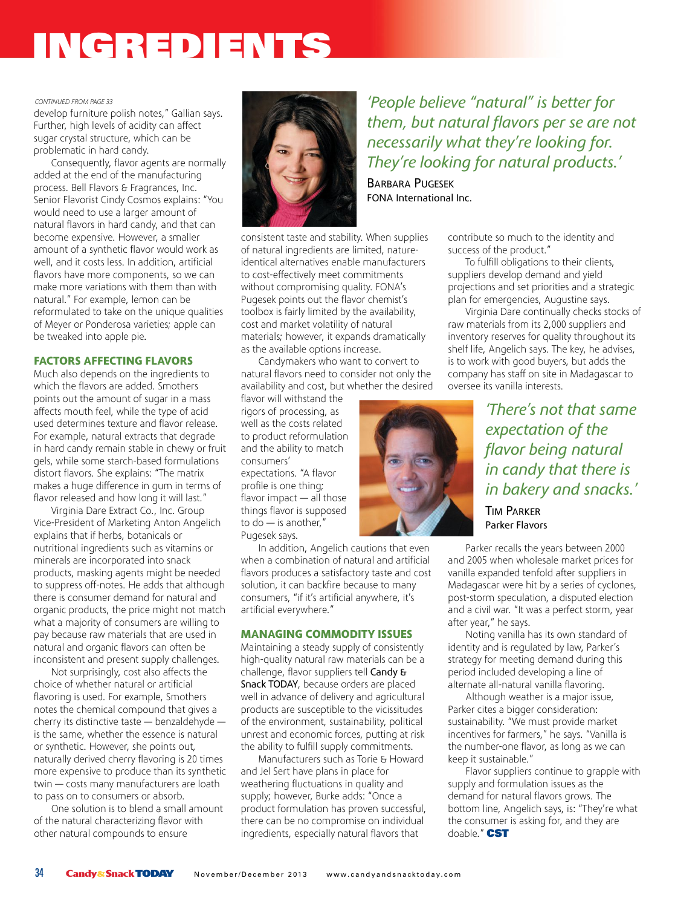*CONTINUED FROM PAGE 33*

develop furniture polish notes," Gallian says. Further, high levels of acidity can affect sugar crystal structure, which can be problematic in hard candy.

Consequently, flavor agents are normally added at the end of the manufacturing process. Bell Flavors & Fragrances, Inc. Senior Flavorist Cindy Cosmos explains: "You would need to use a larger amount of natural flavors in hard candy, and that can become expensive. However, a smaller amount of a synthetic flavor would work as well, and it costs less. In addition, artificial flavors have more components, so we can make more variations with them than with natural." For example, lemon can be reformulated to take on the unique qualities of Meyer or Ponderosa varieties; apple can be tweaked into apple pie.

## FACTORS AFFECTING FLAVORS

Much also depends on the ingredients to which the flavors are added. Smothers points out the amount of sugar in a mass affects mouth feel, while the type of acid used determines texture and flavor release. For example, natural extracts that degrade in hard candy remain stable in chewy or fruit gels, while some starch-based formulations distort flavors. She explains: "The matrix makes a huge difference in gum in terms of flavor released and how long it will last."

Virginia Dare Extract Co., Inc. Group Vice-President of Marketing Anton Angelich explains that if herbs, botanicals or nutritional ingredients such as vitamins or minerals are incorporated into snack products, masking agents might be needed to suppress off-notes. He adds that although there is consumer demand for natural and organic products, the price might not match what a majority of consumers are willing to pay because raw materials that are used in natural and organic flavors can often be inconsistent and present supply challenges.

Not surprisingly, cost also affects the choice of whether natural or artificial flavoring is used. For example, Smothers notes the chemical compound that gives a cherry its distinctive taste — benzaldehyde — is the same, whether the essence is natural or synthetic. However, she points out, naturally derived cherry flavoring is 20 times more expensive to produce than its synthetic twin — costs many manufacturers are loath to pass on to consumers or absorb.

One solution is to blend a small amount of the natural characterizing flavor with other natural compounds to ensure consistent taste and stability. When supplies of natural ingredients are limited, nature-identical alternatives enable manufacturers to cost-effectively meet commitments without compromising quality. FONA's Pugesek points out the flavor chemist's toolbox is fairly limited by the availability, cost and market volatility of natural materials; however, it expands dramatically as the available options increase.

> *'People believe "natural" is better for them, but natural flavors per se are not necessarily what they're looking for. They're looking for natural products.'*
>
> BARBARA PUGESEK
> FONA International Inc.

Candymakers who want to convert to natural flavors need to consider not only the availability and cost, but whether the desired flavor will withstand the rigors of processing, as well as the costs related to product reformulation and the ability to match consumers' expectations. "A flavor profile is one thing; flavor impact — all those things flavor is supposed to do — is another," Pugesek says.

In addition, Angelich cautions that even when a combination of natural and artificial flavors produces a satisfactory taste and cost solution, it can backfire because to many consumers, "if it's artificial anywhere, it's artificial everywhere."

## MANAGING COMMODITY ISSUES

Maintaining a steady supply of consistently high-quality natural raw materials can be a challenge, flavor suppliers tell Candy & Snack TODAY, because orders are placed well in advance of delivery and agricultural products are susceptible to the vicissitudes of the environment, sustainability, political unrest and economic forces, putting at risk the ability to fulfill supply commitments.

Manufacturers such as Torie & Howard and Jel Sert have plans in place for weathering fluctuations in quality and supply; however, Burke adds: "Once a product formulation has proven successful, there can be no compromise on individual ingredients, especially natural flavors that contribute so much to the identity and success of the product."

To fulfill obligations to their clients, suppliers develop demand and yield projections and set priorities and a strategic plan for emergencies, Augustine says.

Virginia Dare continually checks stocks of raw materials from its 2,000 suppliers and inventory reserves for quality throughout its shelf life, Angelich says. The key, he advises, is to work with good buyers, but adds the company has staff on site in Madagascar to oversee its vanilla interests.

> *'There's not that same expectation of the flavor being natural in candy that there is in bakery and snacks.'*
>
> TIM PARKER
> Parker Flavors

Parker recalls the years between 2000 and 2005 when wholesale market prices for vanilla expanded tenfold after suppliers in Madagascar were hit by a series of cyclones, post-storm speculation, a disputed election and a civil war. "It was a perfect storm, year after year," he says.

Noting vanilla has its own standard of identity and is regulated by law, Parker's strategy for meeting demand during this period included developing a line of alternate all-natural vanilla flavoring.

Although weather is a major issue, Parker cites a bigger consideration: sustainability. "We must provide market incentives for farmers," he says. "Vanilla is the number-one flavor, as long as we can keep it sustainable."

Flavor suppliers continue to grapple with supply and formulation issues as the demand for natural flavors grows. The bottom line, Angelich says, is: "They're what the consumer is asking for, and they are doable." **CST**